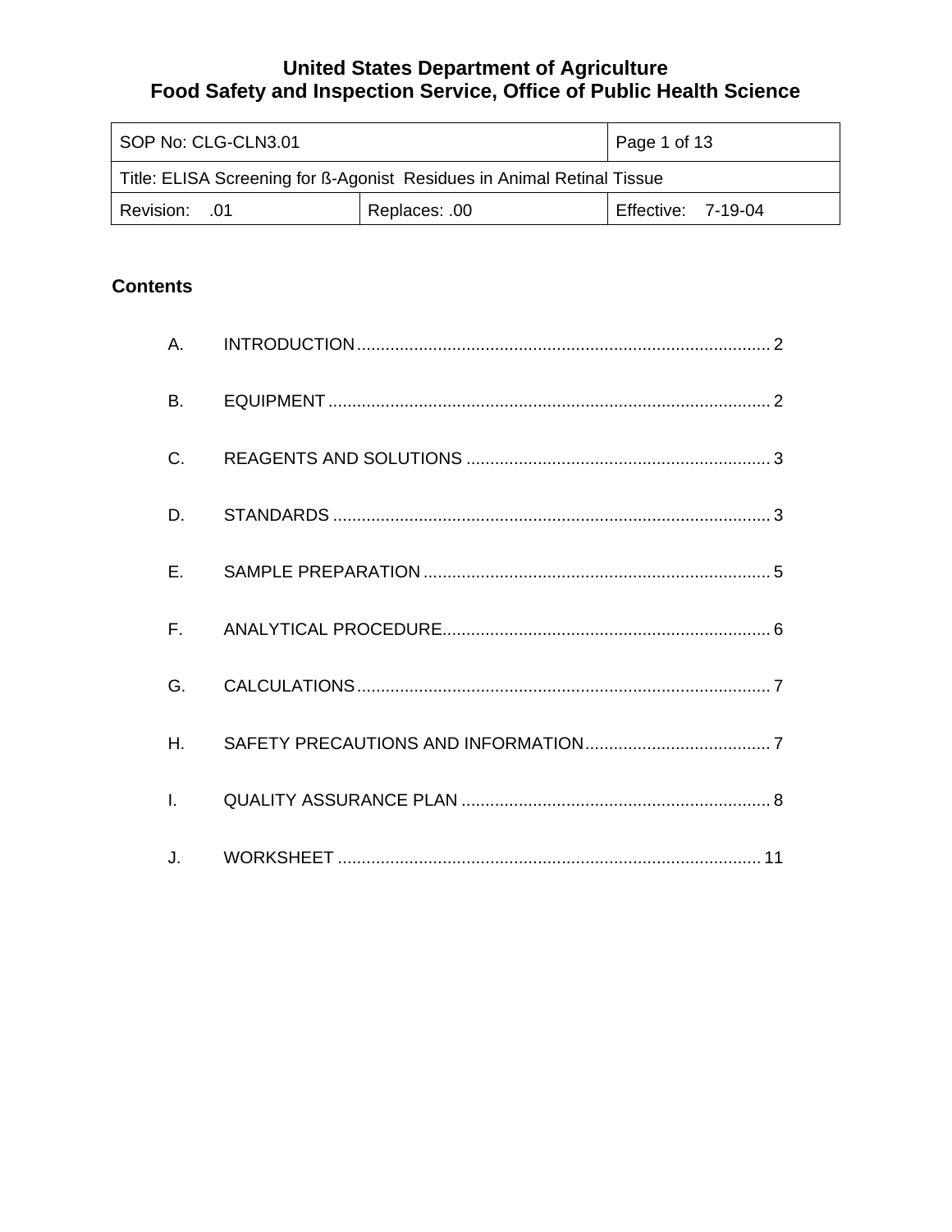# United States Department of Agriculture
# Food Safety and Inspection Service, Office of Public Health Science

| SOP No: CLG-CLN3.01 | | Page 1 of 13 |
|---|---|---|
| Title: ELISA Screening for ß-Agonist Residues in Animal Retinal Tissue | | |
| Revision: .01 | Replaces: .00 | Effective: 7-19-04 |

## Contents

| | | |
|---|---|---|
| A. | INTRODUCTION | 2 |
| B. | EQUIPMENT | 2 |
| C. | REAGENTS AND SOLUTIONS | 3 |
| D. | STANDARDS | 3 |
| E. | SAMPLE PREPARATION | 5 |
| F. | ANALYTICAL PROCEDURE | 6 |
| G. | CALCULATIONS | 7 |
| H. | SAFETY PRECAUTIONS AND INFORMATION | 7 |
| I. | QUALITY ASSURANCE PLAN | 8 |
| J. | WORKSHEET | 11 |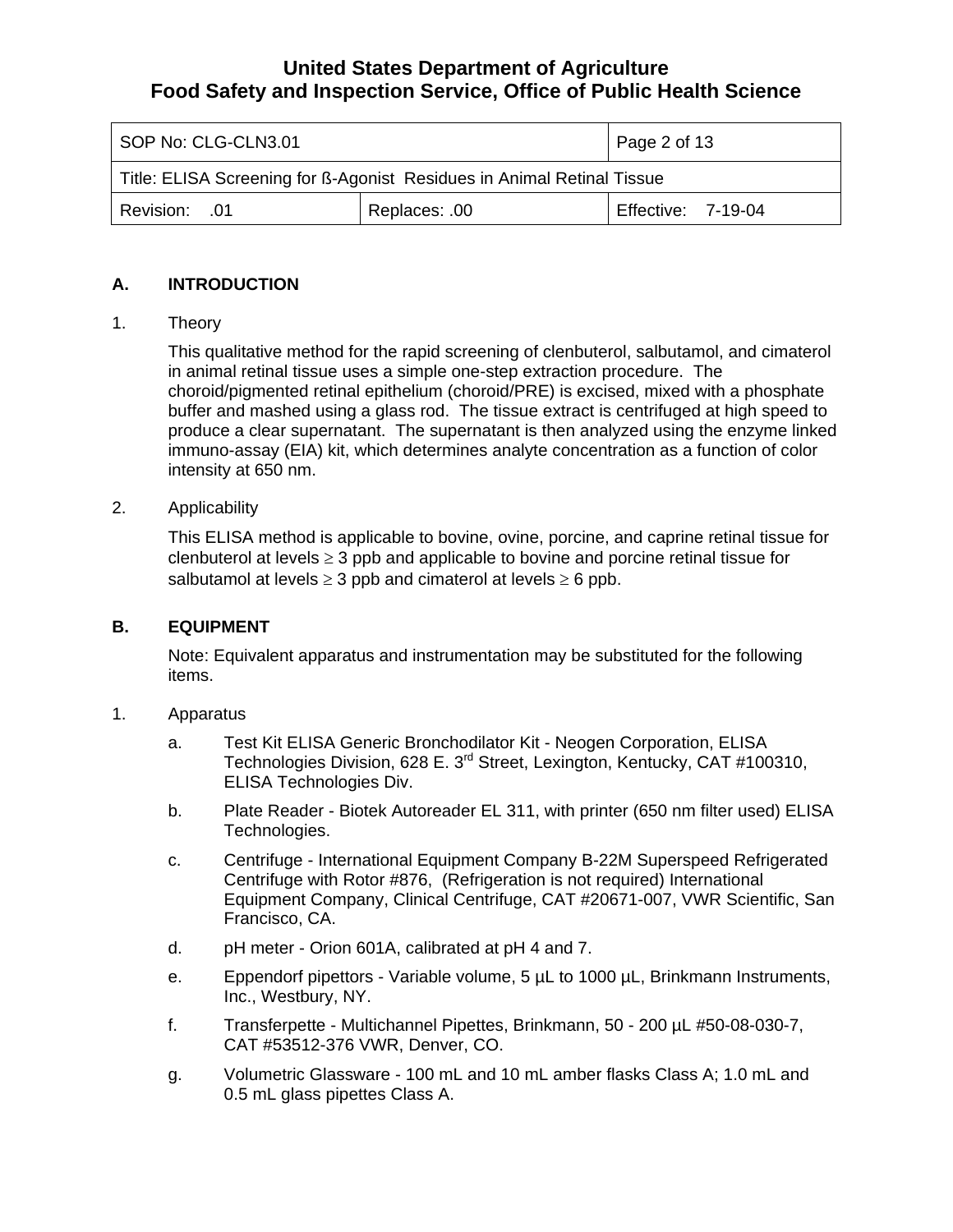## A. INTRODUCTION

1. Theory

   This qualitative method for the rapid screening of clenbuterol, salbutamol, and cimaterol in animal retinal tissue uses a simple one-step extraction procedure. The choroid/pigmented retinal epithelium (choroid/PRE) is excised, mixed with a phosphate buffer and mashed using a glass rod. The tissue extract is centrifuged at high speed to produce a clear supernatant. The supernatant is then analyzed using the enzyme linked immuno-assay (EIA) kit, which determines analyte concentration as a function of color intensity at 650 nm.

2. Applicability

   This ELISA method is applicable to bovine, ovine, porcine, and caprine retinal tissue for clenbuterol at levels $\geq$ 3 ppb and applicable to bovine and porcine retinal tissue for salbutamol at levels $\geq$ 3 ppb and cimaterol at levels $\geq$ 6 ppb.

## B. EQUIPMENT

Note: Equivalent apparatus and instrumentation may be substituted for the following items.

1. Apparatus

   a. Test Kit ELISA Generic Bronchodilator Kit - Neogen Corporation, ELISA Technologies Division, 628 E. 3rd Street, Lexington, Kentucky, CAT #100310, ELISA Technologies Div.

   b. Plate Reader - Biotek Autoreader EL 311, with printer (650 nm filter used) ELISA Technologies.

   c. Centrifuge - International Equipment Company B-22M Superspeed Refrigerated Centrifuge with Rotor #876, (Refrigeration is not required) International Equipment Company, Clinical Centrifuge, CAT #20671-007, VWR Scientific, San Francisco, CA.

   d. pH meter - Orion 601A, calibrated at pH 4 and 7.

   e. Eppendorf pipettors - Variable volume, 5 µL to 1000 µL, Brinkmann Instruments, Inc., Westbury, NY.

   f. Transferpette - Multichannel Pipettes, Brinkmann, 50 - 200 µL #50-08-030-7, CAT #53512-376 VWR, Denver, CO.

   g. Volumetric Glassware - 100 mL and 10 mL amber flasks Class A; 1.0 mL and 0.5 mL glass pipettes Class A.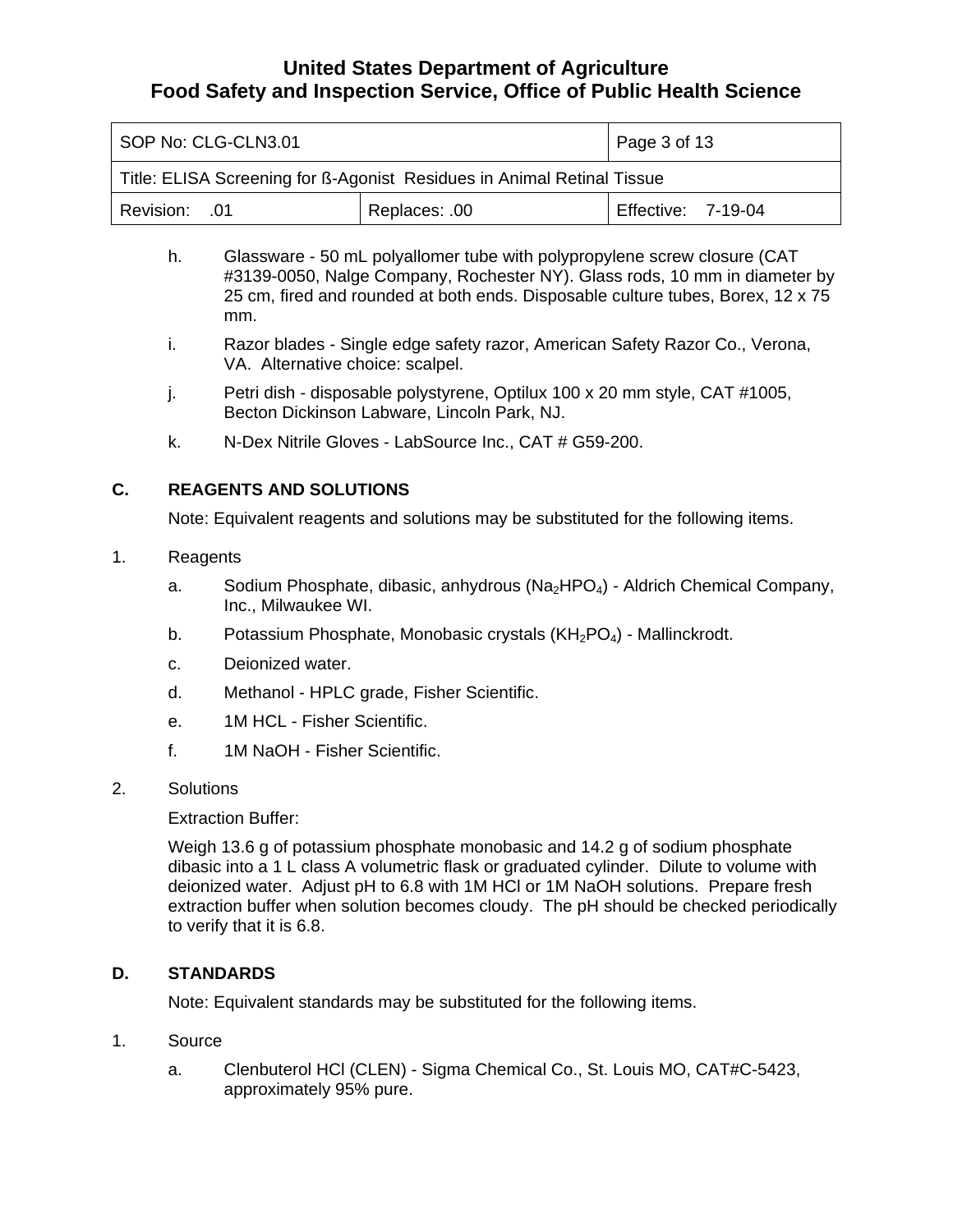h. Glassware - 50 mL polyallomer tube with polypropylene screw closure (CAT #3139-0050, Nalge Company, Rochester NY). Glass rods, 10 mm in diameter by 25 cm, fired and rounded at both ends. Disposable culture tubes, Borex, 12 x 75 mm.

i. Razor blades - Single edge safety razor, American Safety Razor Co., Verona, VA. Alternative choice: scalpel.

j. Petri dish - disposable polystyrene, Optilux 100 x 20 mm style, CAT #1005, Becton Dickinson Labware, Lincoln Park, NJ.

k. N-Dex Nitrile Gloves - LabSource Inc., CAT # G59-200.

## C. REAGENTS AND SOLUTIONS

Note: Equivalent reagents and solutions may be substituted for the following items.

1. Reagents

   a. Sodium Phosphate, dibasic, anhydrous ($Na_2HPO_4$) - Aldrich Chemical Company, Inc., Milwaukee WI.

   b. Potassium Phosphate, Monobasic crystals ($KH_2PO_4$) - Mallinckrodt.

   c. Deionized water.

   d. Methanol - HPLC grade, Fisher Scientific.

   e. 1M HCL - Fisher Scientific.

   f. 1M NaOH - Fisher Scientific.

2. Solutions

   Extraction Buffer:

   Weigh 13.6 g of potassium phosphate monobasic and 14.2 g of sodium phosphate dibasic into a 1 L class A volumetric flask or graduated cylinder. Dilute to volume with deionized water. Adjust pH to 6.8 with 1M HCl or 1M NaOH solutions. Prepare fresh extraction buffer when solution becomes cloudy. The pH should be checked periodically to verify that it is 6.8.

## D. STANDARDS

Note: Equivalent standards may be substituted for the following items.

1. Source

   a. Clenbuterol HCl (CLEN) - Sigma Chemical Co., St. Louis MO, CAT#C-5423, approximately 95% pure.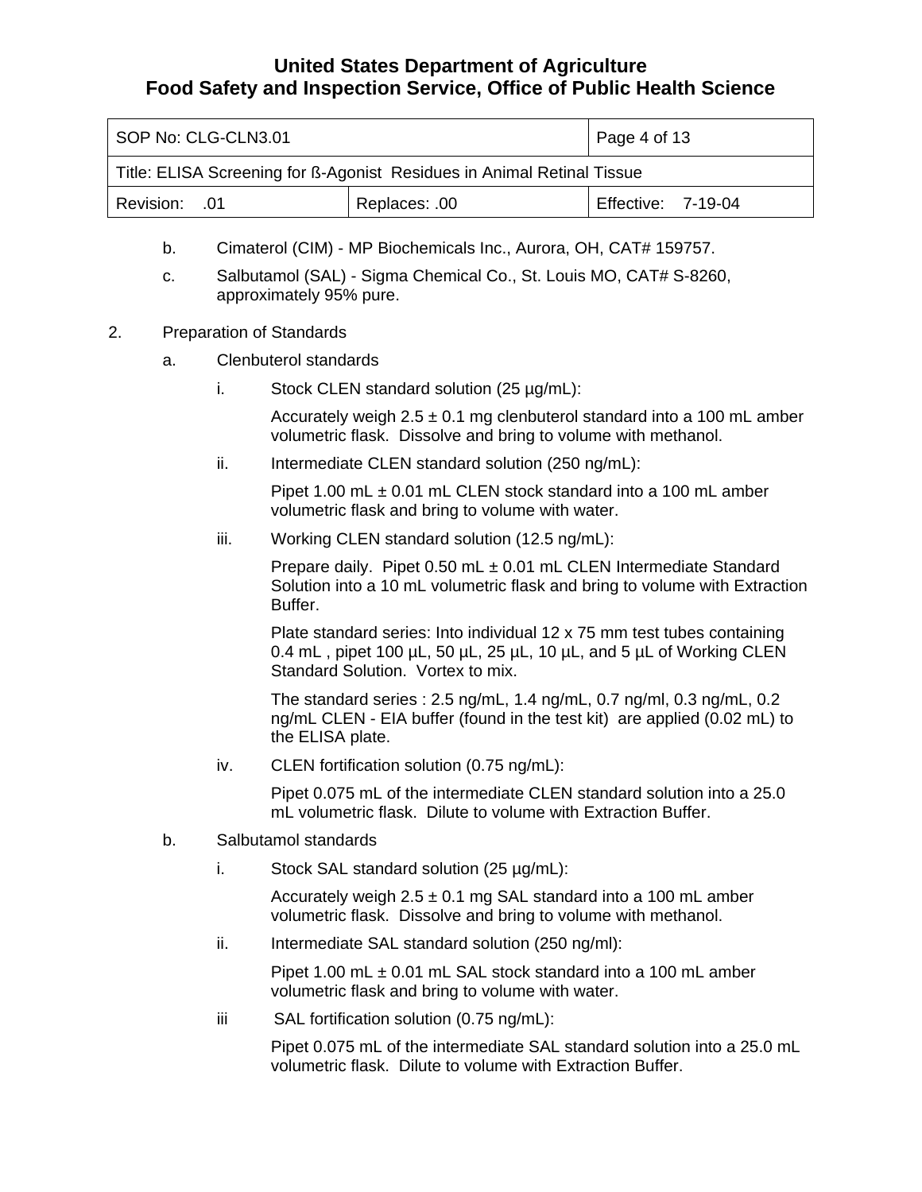b. Cimaterol (CIM) - MP Biochemicals Inc., Aurora, OH, CAT# 159757.

c. Salbutamol (SAL) - Sigma Chemical Co., St. Louis MO, CAT# S-8260, approximately 95% pure.

2. Preparation of Standards

   a. Clenbuterol standards

      i. Stock CLEN standard solution (25 µg/mL):

         Accurately weigh 2.5 ± 0.1 mg clenbuterol standard into a 100 mL amber volumetric flask. Dissolve and bring to volume with methanol.

      ii. Intermediate CLEN standard solution (250 ng/mL):

         Pipet 1.00 mL ± 0.01 mL CLEN stock standard into a 100 mL amber volumetric flask and bring to volume with water.

      iii. Working CLEN standard solution (12.5 ng/mL):

         Prepare daily. Pipet 0.50 mL ± 0.01 mL CLEN Intermediate Standard Solution into a 10 mL volumetric flask and bring to volume with Extraction Buffer.

         Plate standard series: Into individual 12 x 75 mm test tubes containing 0.4 mL , pipet 100 µL, 50 µL, 25 µL, 10 µL, and 5 µL of Working CLEN Standard Solution. Vortex to mix.

         The standard series : 2.5 ng/mL, 1.4 ng/mL, 0.7 ng/ml, 0.3 ng/mL, 0.2 ng/mL CLEN - EIA buffer (found in the test kit) are applied (0.02 mL) to the ELISA plate.

      iv. CLEN fortification solution (0.75 ng/mL):

         Pipet 0.075 mL of the intermediate CLEN standard solution into a 25.0 mL volumetric flask. Dilute to volume with Extraction Buffer.

   b. Salbutamol standards

      i. Stock SAL standard solution (25 µg/mL):

         Accurately weigh 2.5 ± 0.1 mg SAL standard into a 100 mL amber volumetric flask. Dissolve and bring to volume with methanol.

      ii. Intermediate SAL standard solution (250 ng/ml):

         Pipet 1.00 mL ± 0.01 mL SAL stock standard into a 100 mL amber volumetric flask and bring to volume with water.

      iii SAL fortification solution (0.75 ng/mL):

         Pipet 0.075 mL of the intermediate SAL standard solution into a 25.0 mL volumetric flask. Dilute to volume with Extraction Buffer.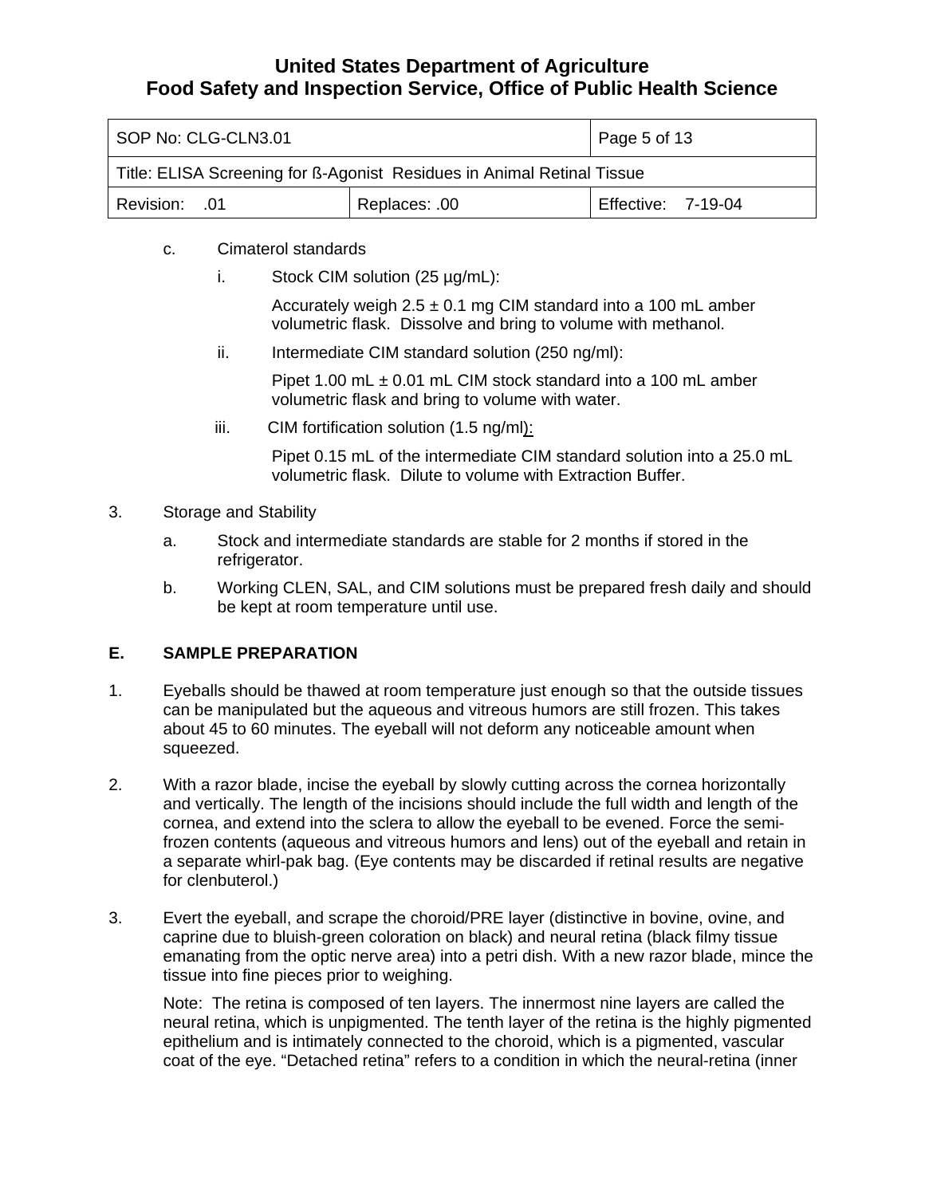c. Cimaterol standards

i. Stock CIM solution (25 µg/mL):

Accurately weigh 2.5 ± 0.1 mg CIM standard into a 100 mL amber volumetric flask. Dissolve and bring to volume with methanol.

ii. Intermediate CIM standard solution (250 ng/ml):

Pipet 1.00 mL ± 0.01 mL CIM stock standard into a 100 mL amber volumetric flask and bring to volume with water.

iii. CIM fortification solution (1.5 ng/ml):

Pipet 0.15 mL of the intermediate CIM standard solution into a 25.0 mL volumetric flask. Dilute to volume with Extraction Buffer.

3. Storage and Stability

a. Stock and intermediate standards are stable for 2 months if stored in the refrigerator.

b. Working CLEN, SAL, and CIM solutions must be prepared fresh daily and should be kept at room temperature until use.

## E. SAMPLE PREPARATION

1. Eyeballs should be thawed at room temperature just enough so that the outside tissues can be manipulated but the aqueous and vitreous humors are still frozen. This takes about 45 to 60 minutes. The eyeball will not deform any noticeable amount when squeezed.

2. With a razor blade, incise the eyeball by slowly cutting across the cornea horizontally and vertically. The length of the incisions should include the full width and length of the cornea, and extend into the sclera to allow the eyeball to be evened. Force the semi-frozen contents (aqueous and vitreous humors and lens) out of the eyeball and retain in a separate whirl-pak bag. (Eye contents may be discarded if retinal results are negative for clenbuterol.)

3. Evert the eyeball, and scrape the choroid/PRE layer (distinctive in bovine, ovine, and caprine due to bluish-green coloration on black) and neural retina (black filmy tissue emanating from the optic nerve area) into a petri dish. With a new razor blade, mince the tissue into fine pieces prior to weighing.

   Note: The retina is composed of ten layers. The innermost nine layers are called the neural retina, which is unpigmented. The tenth layer of the retina is the highly pigmented epithelium and is intimately connected to the choroid, which is a pigmented, vascular coat of the eye. "Detached retina" refers to a condition in which the neural-retina (inner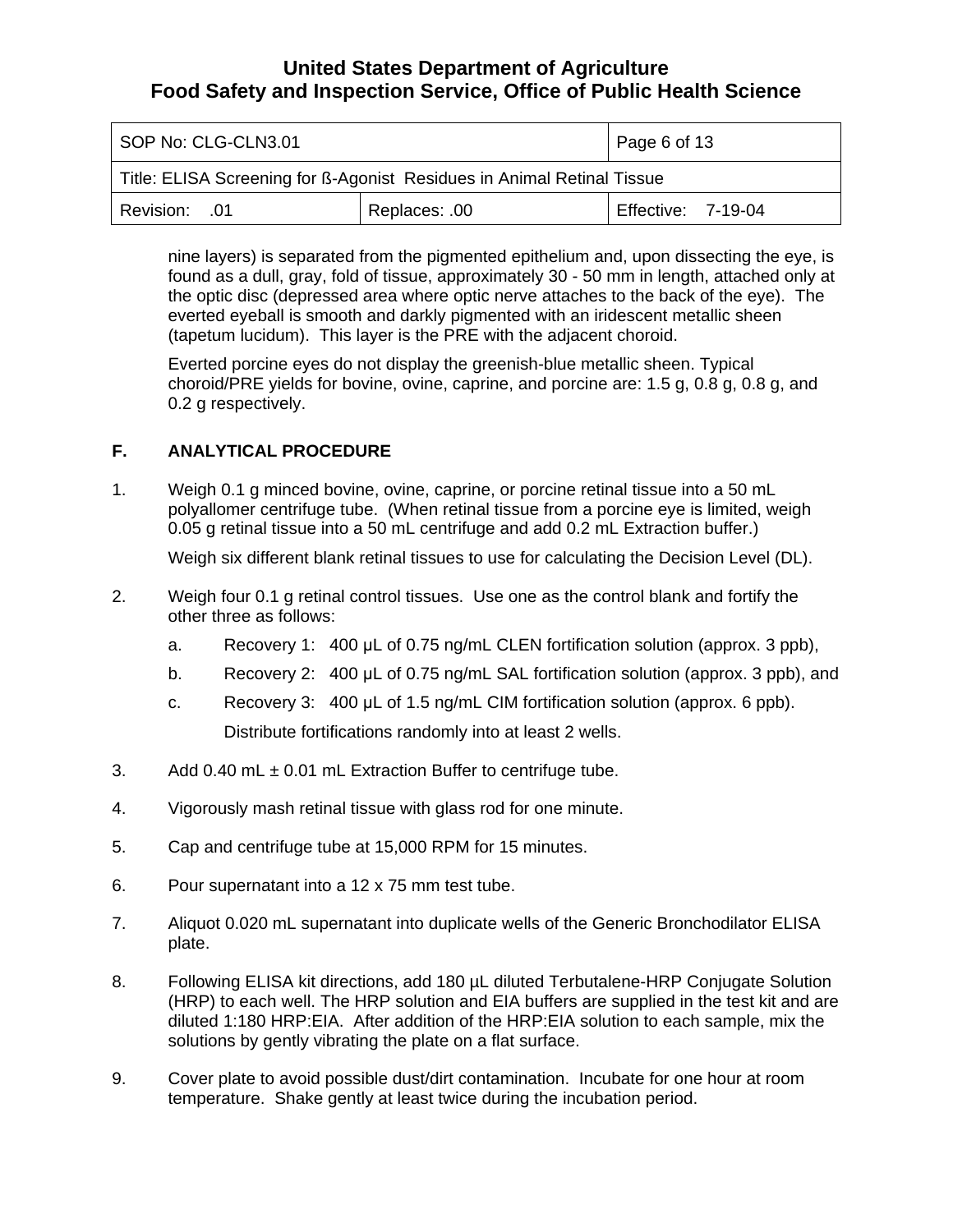nine layers) is separated from the pigmented epithelium and, upon dissecting the eye, is found as a dull, gray, fold of tissue, approximately 30 - 50 mm in length, attached only at the optic disc (depressed area where optic nerve attaches to the back of the eye). The everted eyeball is smooth and darkly pigmented with an iridescent metallic sheen (tapetum lucidum). This layer is the PRE with the adjacent choroid.

Everted porcine eyes do not display the greenish-blue metallic sheen. Typical choroid/PRE yields for bovine, ovine, caprine, and porcine are: 1.5 g, 0.8 g, 0.8 g, and 0.2 g respectively.

## F. ANALYTICAL PROCEDURE

1. Weigh 0.1 g minced bovine, ovine, caprine, or porcine retinal tissue into a 50 mL polyallomer centrifuge tube. (When retinal tissue from a porcine eye is limited, weigh 0.05 g retinal tissue into a 50 mL centrifuge and add 0.2 mL Extraction buffer.)

   Weigh six different blank retinal tissues to use for calculating the Decision Level (DL).

2. Weigh four 0.1 g retinal control tissues. Use one as the control blank and fortify the other three as follows:

   a. Recovery 1: 400 µL of 0.75 ng/mL CLEN fortification solution (approx. 3 ppb),

   b. Recovery 2: 400 µL of 0.75 ng/mL SAL fortification solution (approx. 3 ppb), and

   c. Recovery 3: 400 µL of 1.5 ng/mL CIM fortification solution (approx. 6 ppb).

   Distribute fortifications randomly into at least 2 wells.

3. Add 0.40 mL ± 0.01 mL Extraction Buffer to centrifuge tube.

4. Vigorously mash retinal tissue with glass rod for one minute.

5. Cap and centrifuge tube at 15,000 RPM for 15 minutes.

6. Pour supernatant into a 12 x 75 mm test tube.

7. Aliquot 0.020 mL supernatant into duplicate wells of the Generic Bronchodilator ELISA plate.

8. Following ELISA kit directions, add 180 µL diluted Terbutalene-HRP Conjugate Solution (HRP) to each well. The HRP solution and EIA buffers are supplied in the test kit and are diluted 1:180 HRP:EIA. After addition of the HRP:EIA solution to each sample, mix the solutions by gently vibrating the plate on a flat surface.

9. Cover plate to avoid possible dust/dirt contamination. Incubate for one hour at room temperature. Shake gently at least twice during the incubation period.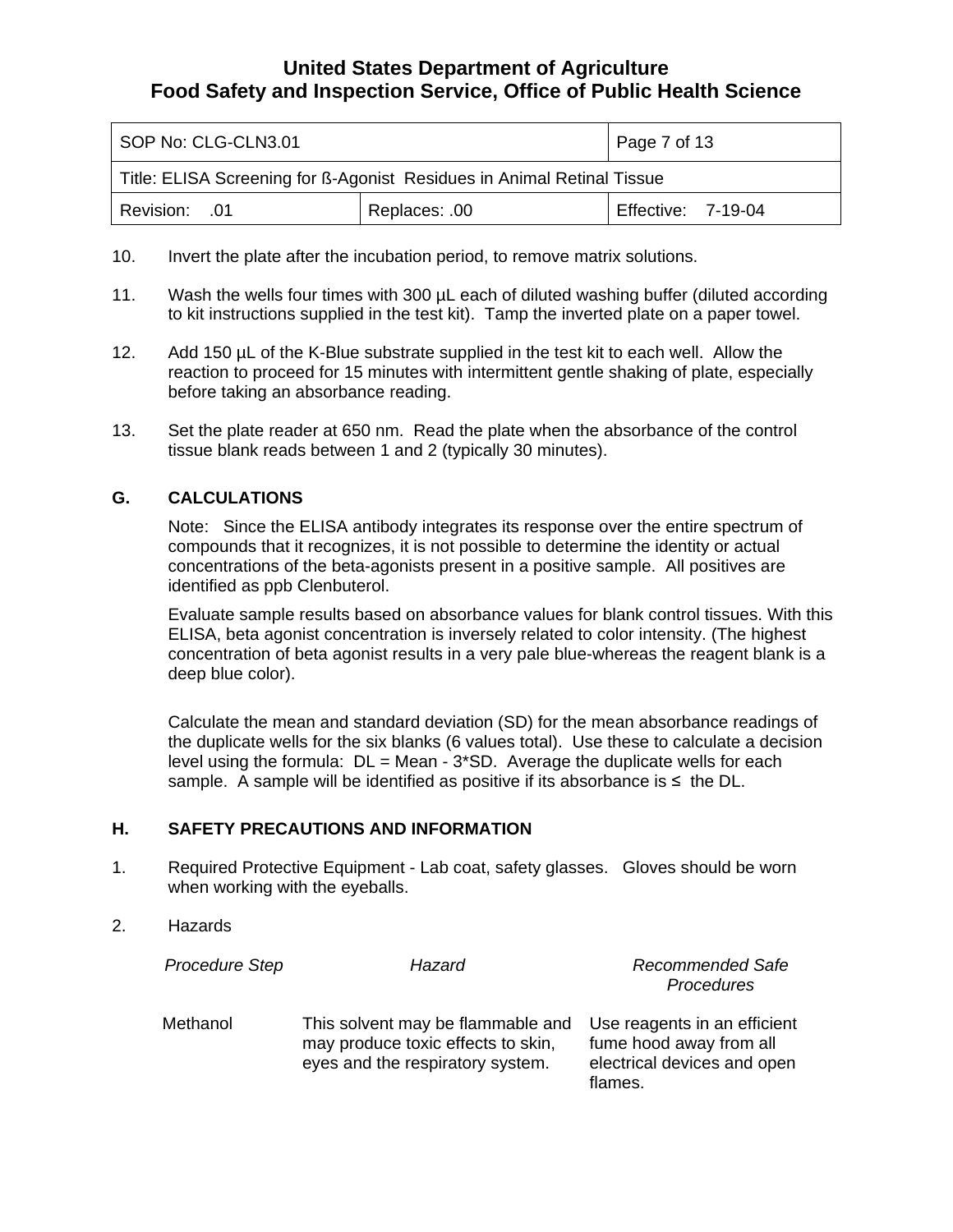10. Invert the plate after the incubation period, to remove matrix solutions.

11. Wash the wells four times with 300 µL each of diluted washing buffer (diluted according to kit instructions supplied in the test kit). Tamp the inverted plate on a paper towel.

12. Add 150 µL of the K-Blue substrate supplied in the test kit to each well. Allow the reaction to proceed for 15 minutes with intermittent gentle shaking of plate, especially before taking an absorbance reading.

13. Set the plate reader at 650 nm. Read the plate when the absorbance of the control tissue blank reads between 1 and 2 (typically 30 minutes).

## G. CALCULATIONS

Note: Since the ELISA antibody integrates its response over the entire spectrum of compounds that it recognizes, it is not possible to determine the identity or actual concentrations of the beta-agonists present in a positive sample. All positives are identified as ppb Clenbuterol.

Evaluate sample results based on absorbance values for blank control tissues. With this ELISA, beta agonist concentration is inversely related to color intensity. (The highest concentration of beta agonist results in a very pale blue-whereas the reagent blank is a deep blue color).

Calculate the mean and standard deviation (SD) for the mean absorbance readings of the duplicate wells for the six blanks (6 values total). Use these to calculate a decision level using the formula: DL = Mean - 3*SD. Average the duplicate wells for each sample. A sample will be identified as positive if its absorbance is ≤ the DL.

## H. SAFETY PRECAUTIONS AND INFORMATION

1. Required Protective Equipment - Lab coat, safety glasses. Gloves should be worn when working with the eyeballs.

2. Hazards

| *Procedure Step* | *Hazard* | *Recommended Safe Procedures* |
|---|---|---|
| Methanol | This solvent may be flammable and may produce toxic effects to skin, eyes and the respiratory system. | Use reagents in an efficient fume hood away from all electrical devices and open flames. |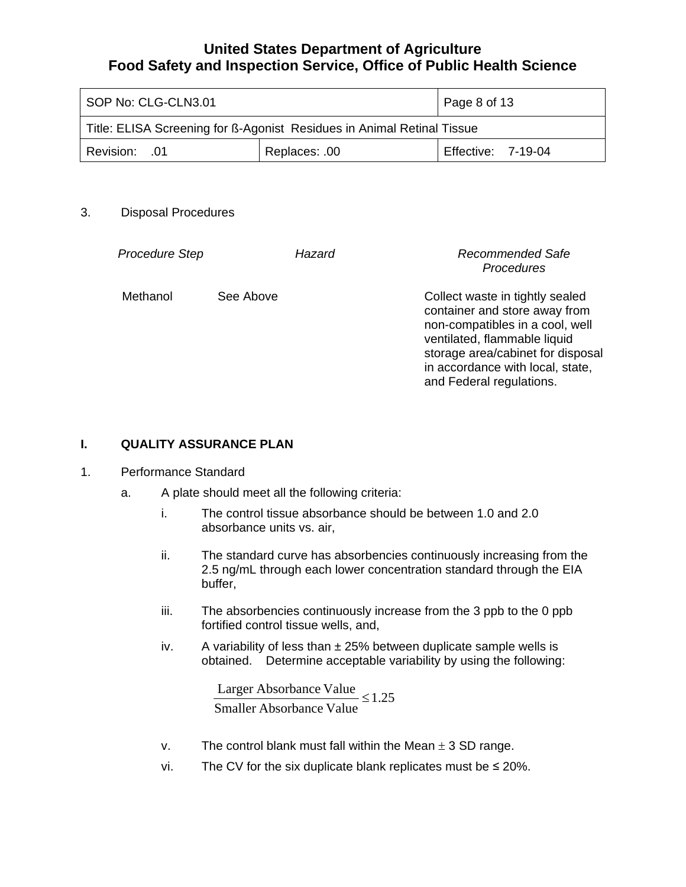3. Disposal Procedures

| *Procedure Step* | *Hazard* | *Recommended Safe Procedures* |
|---|---|---|
| Methanol | See Above | Collect waste in tightly sealed container and store away from non-compatibles in a cool, well ventilated, flammable liquid storage area/cabinet for disposal in accordance with local, state, and Federal regulations. |

## I. QUALITY ASSURANCE PLAN

1. Performance Standard

   a. A plate should meet all the following criteria:

      i. The control tissue absorbance should be between 1.0 and 2.0 absorbance units vs. air,

      ii. The standard curve has absorbencies continuously increasing from the 2.5 ng/mL through each lower concentration standard through the EIA buffer,

      iii. The absorbencies continuously increase from the 3 ppb to the 0 ppb fortified control tissue wells, and,

      iv. A variability of less than ± 25% between duplicate sample wells is obtained. Determine acceptable variability by using the following:

$$\frac{\text{Larger Absorbance Value}}{\text{Smaller Absorbance Value}} \leq 1.25$$

      v. The control blank must fall within the Mean ± 3 SD range.

      vi. The CV for the six duplicate blank replicates must be ≤ 20%.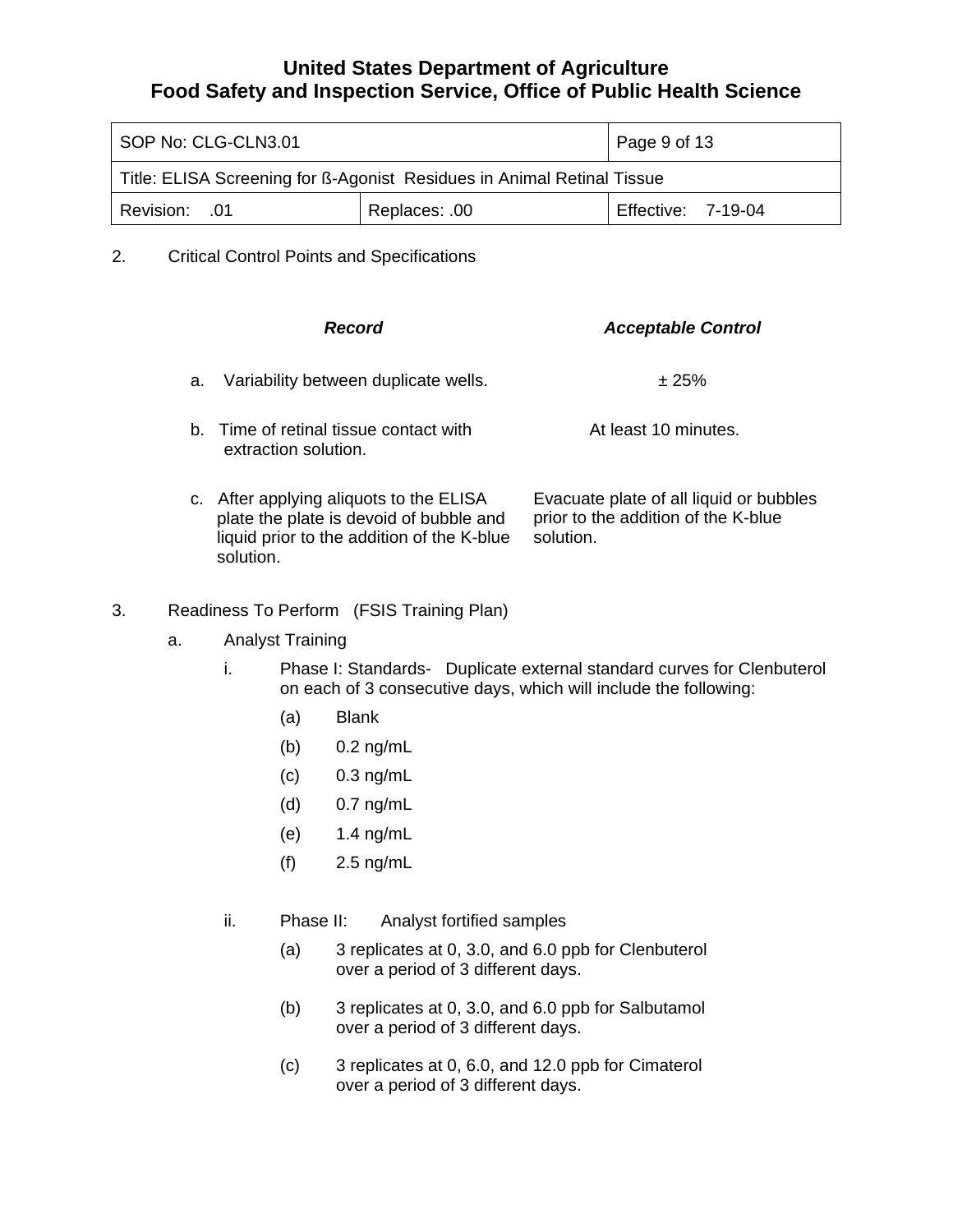2. Critical Control Points and Specifications

| | ***Record*** | ***Acceptable Control*** |
|---|---|---|
| a. | Variability between duplicate wells. | ± 25% |
| b. | Time of retinal tissue contact with extraction solution. | At least 10 minutes. |
| c. | After applying aliquots to the ELISA plate the plate is devoid of bubble and liquid prior to the addition of the K-blue solution. | Evacuate plate of all liquid or bubbles prior to the addition of the K-blue solution. |

3. Readiness To Perform (FSIS Training Plan)

   a. Analyst Training

      i. Phase I: Standards- Duplicate external standard curves for Clenbuterol on each of 3 consecutive days, which will include the following:

         (a) Blank

         (b) 0.2 ng/mL

         (c) 0.3 ng/mL

         (d) 0.7 ng/mL

         (e) 1.4 ng/mL

         (f) 2.5 ng/mL

      ii. Phase II: Analyst fortified samples

         (a) 3 replicates at 0, 3.0, and 6.0 ppb for Clenbuterol over a period of 3 different days.

         (b) 3 replicates at 0, 3.0, and 6.0 ppb for Salbutamol over a period of 3 different days.

         (c) 3 replicates at 0, 6.0, and 12.0 ppb for Cimaterol over a period of 3 different days.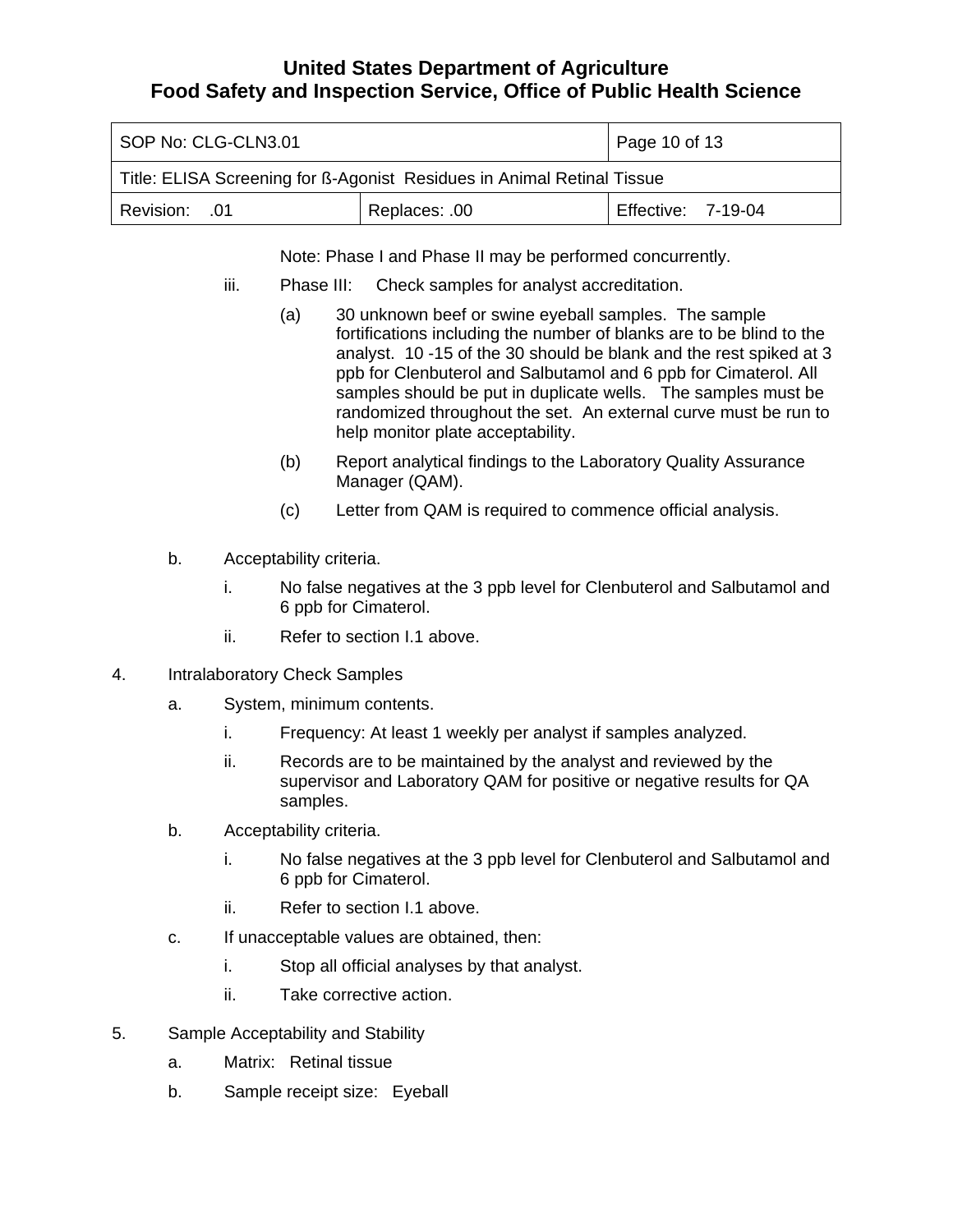Note: Phase I and Phase II may be performed concurrently.

iii. Phase III: Check samples for analyst accreditation.

(a) 30 unknown beef or swine eyeball samples. The sample fortifications including the number of blanks are to be blind to the analyst. 10 -15 of the 30 should be blank and the rest spiked at 3 ppb for Clenbuterol and Salbutamol and 6 ppb for Cimaterol. All samples should be put in duplicate wells. The samples must be randomized throughout the set. An external curve must be run to help monitor plate acceptability.

(b) Report analytical findings to the Laboratory Quality Assurance Manager (QAM).

(c) Letter from QAM is required to commence official analysis.

b. Acceptability criteria.

i. No false negatives at the 3 ppb level for Clenbuterol and Salbutamol and 6 ppb for Cimaterol.

ii. Refer to section I.1 above.

4. Intralaboratory Check Samples

a. System, minimum contents.

i. Frequency: At least 1 weekly per analyst if samples analyzed.

ii. Records are to be maintained by the analyst and reviewed by the supervisor and Laboratory QAM for positive or negative results for QA samples.

b. Acceptability criteria.

i. No false negatives at the 3 ppb level for Clenbuterol and Salbutamol and 6 ppb for Cimaterol.

ii. Refer to section I.1 above.

c. If unacceptable values are obtained, then:

i. Stop all official analyses by that analyst.

ii. Take corrective action.

5. Sample Acceptability and Stability

a. Matrix: Retinal tissue

b. Sample receipt size: Eyeball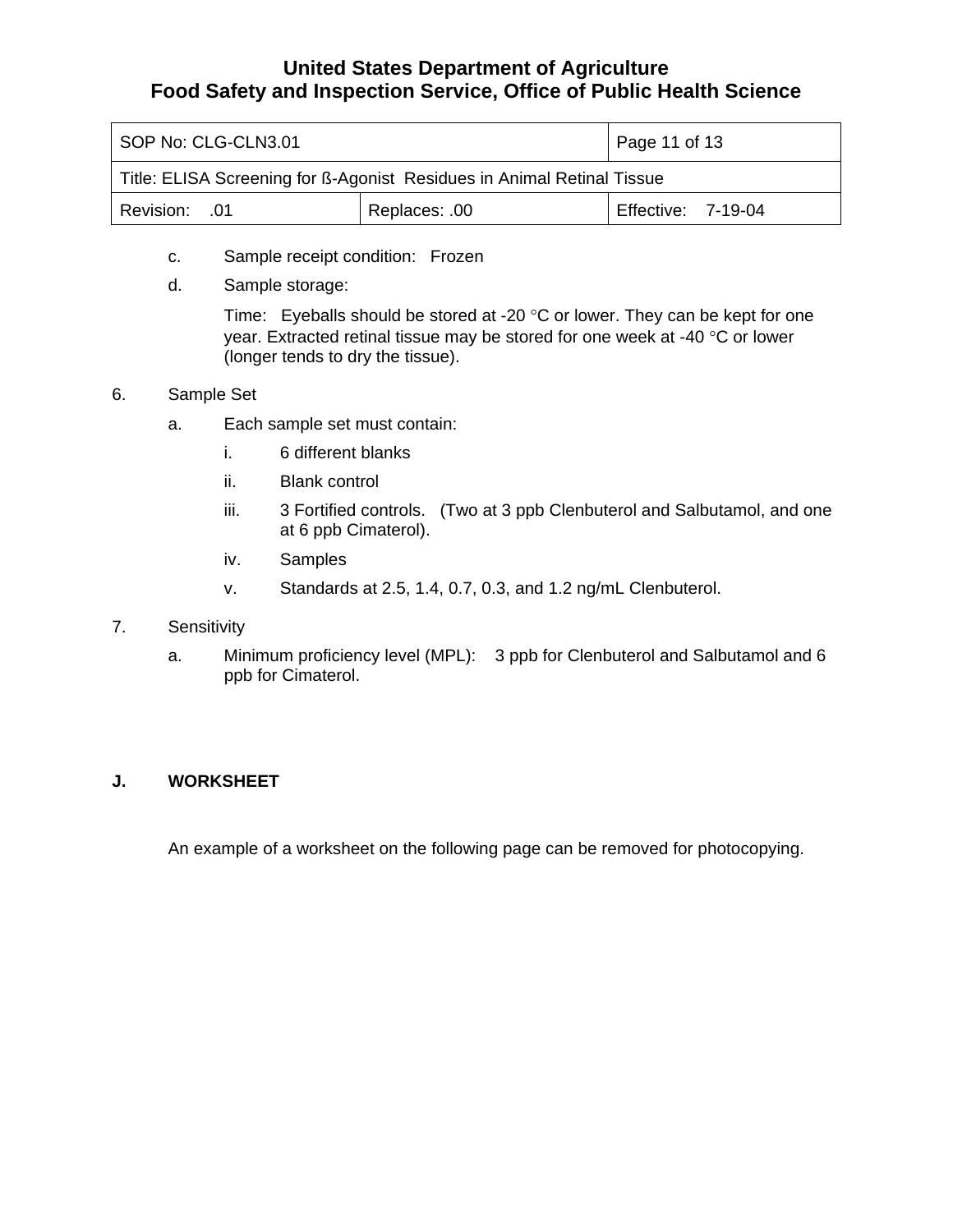c. Sample receipt condition: Frozen

d. Sample storage:

   Time: Eyeballs should be stored at -20 °C or lower. They can be kept for one year. Extracted retinal tissue may be stored for one week at -40 °C or lower (longer tends to dry the tissue).

6. Sample Set

   a. Each sample set must contain:

      i. 6 different blanks

      ii. Blank control

      iii. 3 Fortified controls. (Two at 3 ppb Clenbuterol and Salbutamol, and one at 6 ppb Cimaterol).

      iv. Samples

      v. Standards at 2.5, 1.4, 0.7, 0.3, and 1.2 ng/mL Clenbuterol.

7. Sensitivity

   a. Minimum proficiency level (MPL): 3 ppb for Clenbuterol and Salbutamol and 6 ppb for Cimaterol.

**J. WORKSHEET**

An example of a worksheet on the following page can be removed for photocopying.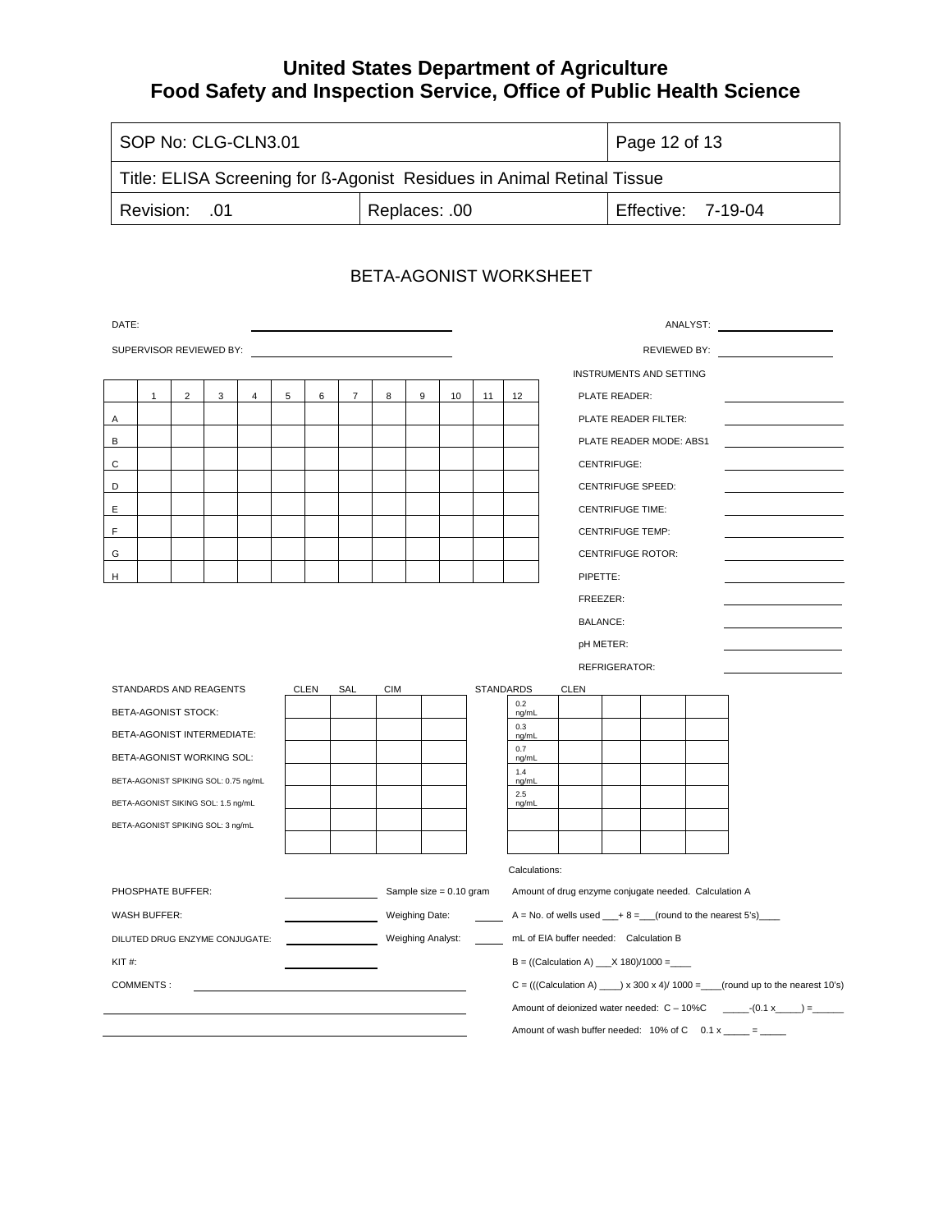# United States Department of Agriculture
# Food Safety and Inspection Service, Office of Public Health Science

| SOP No: CLG-CLN3.01 | | Page 12 of 13 |
|---|---|---|
| Title: ELISA Screening for ß-Agonist Residues in Animal Retinal Tissue | | |
| Revision: .01 | Replaces: .00 | Effective: 7-19-04 |

## BETA-AGONIST WORKSHEET

DATE: ____________________ ANALYST: ____________________

SUPERVISOR REVIEWED BY: ____________________ REVIEWED BY: ____________________

| | 1 | 2 | 3 | 4 | 5 | 6 | 7 | 8 | 9 | 10 | 11 | 12 |
|---|---|---|---|---|---|---|---|---|---|---|---|---|
| A | | | | | | | | | | | | |
| B | | | | | | | | | | | | |
| C | | | | | | | | | | | | |
| D | | | | | | | | | | | | |
| E | | | | | | | | | | | | |
| F | | | | | | | | | | | | |
| G | | | | | | | | | | | | |
| H | | | | | | | | | | | | |

INSTRUMENTS AND SETTING

- PLATE READER: ____________________
- PLATE READER FILTER: ____________________
- PLATE READER MODE: ABS1 ____________________
- CENTRIFUGE: ____________________
- CENTRIFUGE SPEED: ____________________
- CENTRIFUGE TIME: ____________________
- CENTRIFUGE TEMP: ____________________
- CENTRIFUGE ROTOR: ____________________
- PIPETTE: ____________________
- FREEZER: ____________________
- BALANCE: ____________________
- pH METER: ____________________
- REFRIGERATOR: ____________________

| STANDARDS AND REAGENTS | CLEN | SAL | CIM | |
|---|---|---|---|---|
| BETA-AGONIST STOCK: | | | | |
| BETA-AGONIST INTERMEDIATE: | | | | |
| BETA-AGONIST WORKING SOL: | | | | |
| BETA-AGONIST SPIKING SOL: 0.75 ng/mL | | | | |
| BETA-AGONIST SIKING SOL: 1.5 ng/mL | | | | |
| BETA-AGONIST SPIKING SOL: 3 ng/mL | | | | |
| | | | | |

| STANDARDS | CLEN | | | |
|---|---|---|---|---|
| 0.2 ng/mL | | | | |
| 0.3 ng/mL | | | | |
| 0.7 ng/mL | | | | |
| 1.4 ng/mL | | | | |
| 2.5 ng/mL | | | | |
| | | | | |
| | | | | |

PHOSPHATE BUFFER: ____________ Sample size = 0.10 gram

WASH BUFFER: ____________ Weighing Date: _____

DILUTED DRUG ENZYME CONJUGATE: ____________ Weighing Analyst: _____

KIT #: ____________

COMMENTS : ________________________________________

Calculations:

Amount of drug enzyme conjugate needed. Calculation A

A = No. of wells used ___+ 8 =___(round to the nearest 5's)____

mL of EIA buffer needed: Calculation B

B = ((Calculation A) ___X 180)/1000 =____

C = (((Calculation A) ____) x 300 x 4)/ 1000 =____(round up to the nearest 10's)

Amount of deionized water needed: C – 10%C _____-(0.1 x_____) =______

Amount of wash buffer needed: 10% of C 0.1 x _____ = _____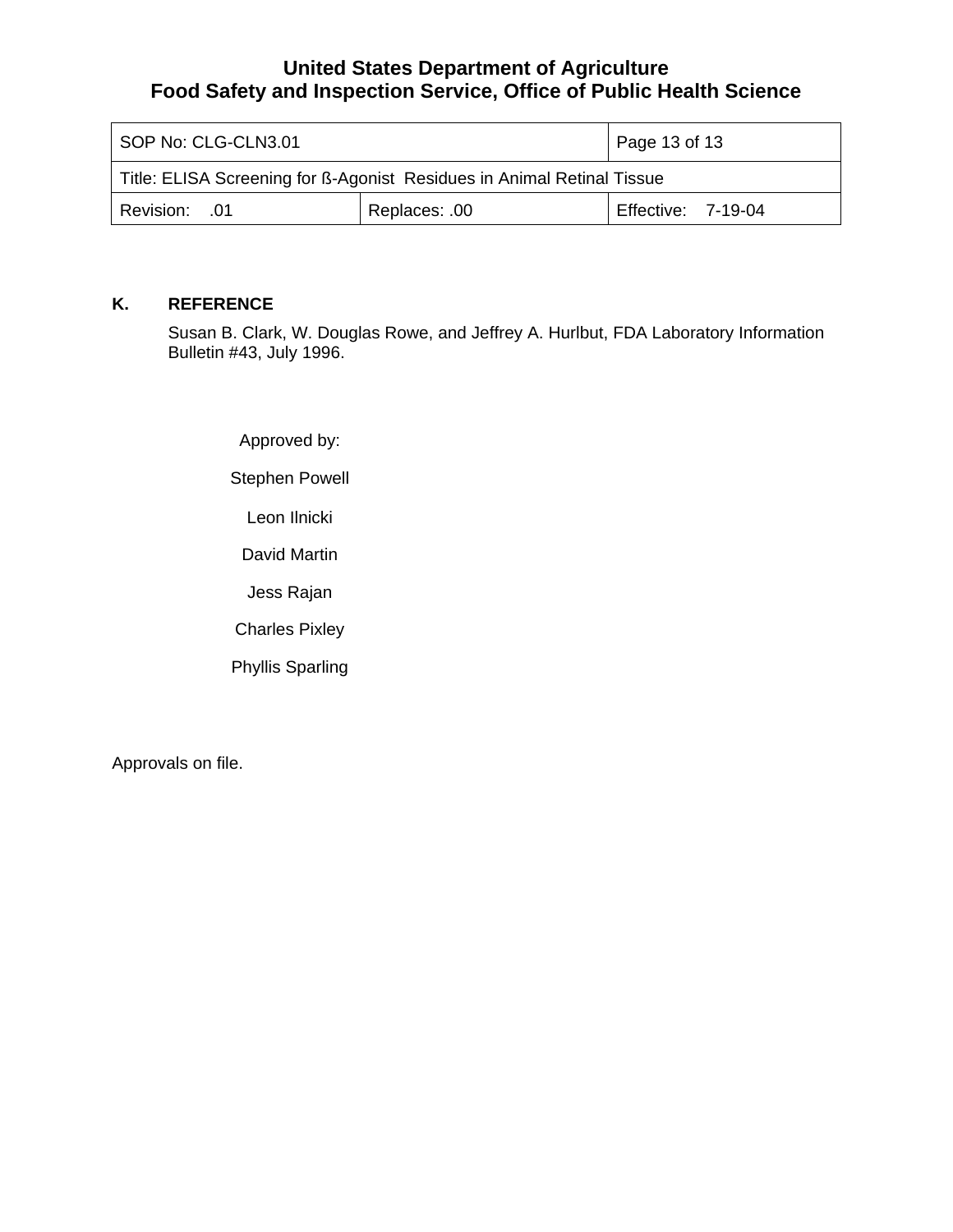## K. REFERENCE

Susan B. Clark, W. Douglas Rowe, and Jeffrey A. Hurlbut, FDA Laboratory Information Bulletin #43, July 1996.

Approved by:

Stephen Powell

Leon Ilnicki

David Martin

Jess Rajan

Charles Pixley

Phyllis Sparling

Approvals on file.